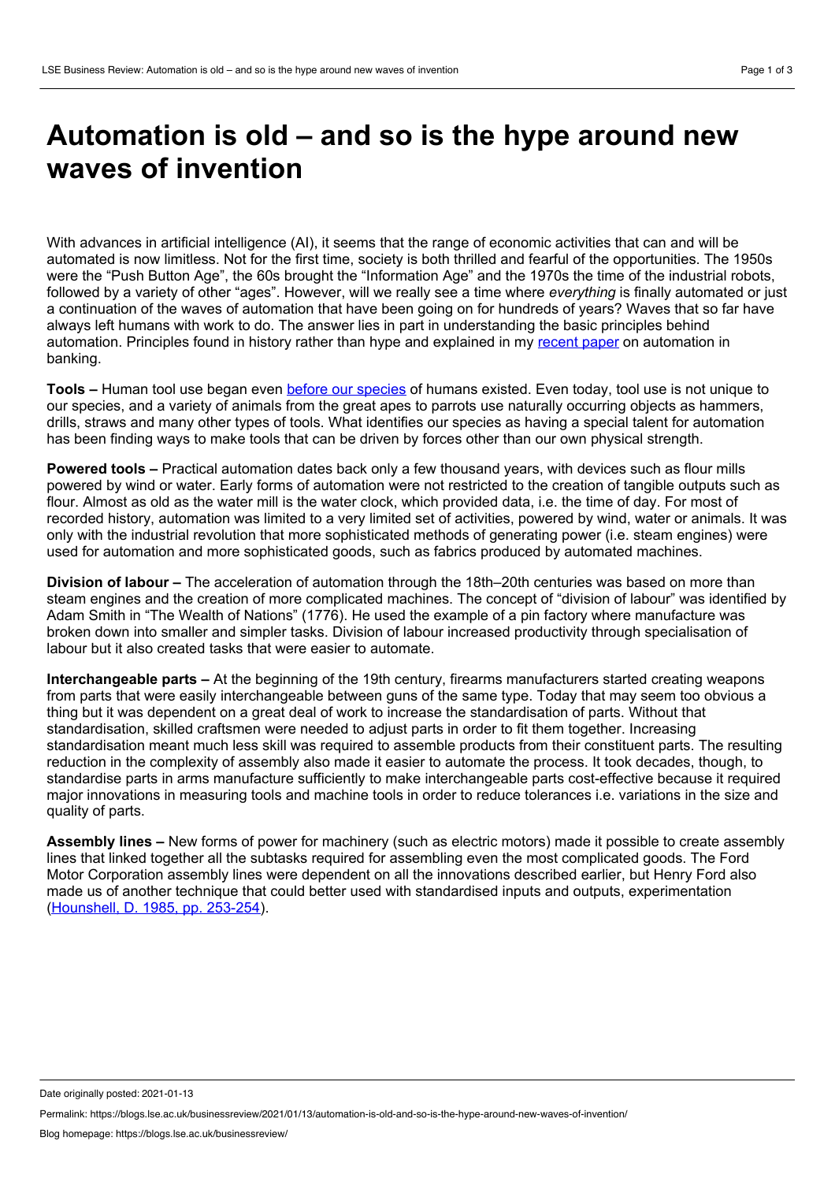# Automation is old – and so is the hype around new waves of invention

With advances in artificial intelligence (AI), it seems that the range of economic activities that can and will be automated is now limitless. Not for the first time, society is both thrilled and fearful of the opportunities. The 1950s were the "Push Button Age", the 60s brought the "Information Age" and the 1970s the time of the industrial robots, followed by a variety of other "ages". However, will we really see a time where *everything* is finally automated or just a continuation of the waves of automation that have been going on for hundreds of years? Waves that so far have always left humans with work to do. The answer lies in part in understanding the basic principles behind automation. Principles found in history rather than hype and explained in my [recent paper](#) on automation in banking.

**Tools –** Human tool use began even [before our species](#) of humans existed. Even today, tool use is not unique to our species, and a variety of animals from the great apes to parrots use naturally occurring objects as hammers, drills, straws and many other types of tools. What identifies our species as having a special talent for automation has been finding ways to make tools that can be driven by forces other than our own physical strength.

**Powered tools –** Practical automation dates back only a few thousand years, with devices such as flour mills powered by wind or water. Early forms of automation were not restricted to the creation of tangible outputs such as flour. Almost as old as the water mill is the water clock, which provided data, i.e. the time of day. For most of recorded history, automation was limited to a very limited set of activities, powered by wind, water or animals. It was only with the industrial revolution that more sophisticated methods of generating power (i.e. steam engines) were used for automation and more sophisticated goods, such as fabrics produced by automated machines.

**Division of labour –** The acceleration of automation through the 18th–20th centuries was based on more than steam engines and the creation of more complicated machines. The concept of "division of labour" was identified by Adam Smith in "The Wealth of Nations" (1776). He used the example of a pin factory where manufacture was broken down into smaller and simpler tasks. Division of labour increased productivity through specialisation of labour but it also created tasks that were easier to automate.

**Interchangeable parts –** At the beginning of the 19th century, firearms manufacturers started creating weapons from parts that were easily interchangeable between guns of the same type. Today that may seem too obvious a thing but it was dependent on a great deal of work to increase the standardisation of parts. Without that standardisation, skilled craftsmen were needed to adjust parts in order to fit them together. Increasing standardisation meant much less skill was required to assemble products from their constituent parts. The resulting reduction in the complexity of assembly also made it easier to automate the process. It took decades, though, to standardise parts in arms manufacture sufficiently to make interchangeable parts cost-effective because it required major innovations in measuring tools and machine tools in order to reduce tolerances i.e. variations in the size and quality of parts.

**Assembly lines –** New forms of power for machinery (such as electric motors) made it possible to create assembly lines that linked together all the subtasks required for assembling even the most complicated goods. The Ford Motor Corporation assembly lines were dependent on all the innovations described earlier, but Henry Ford also made us of another technique that could better used with standardised inputs and outputs, experimentation ([Hounshell, D. 1985, pp. 253-254](#)).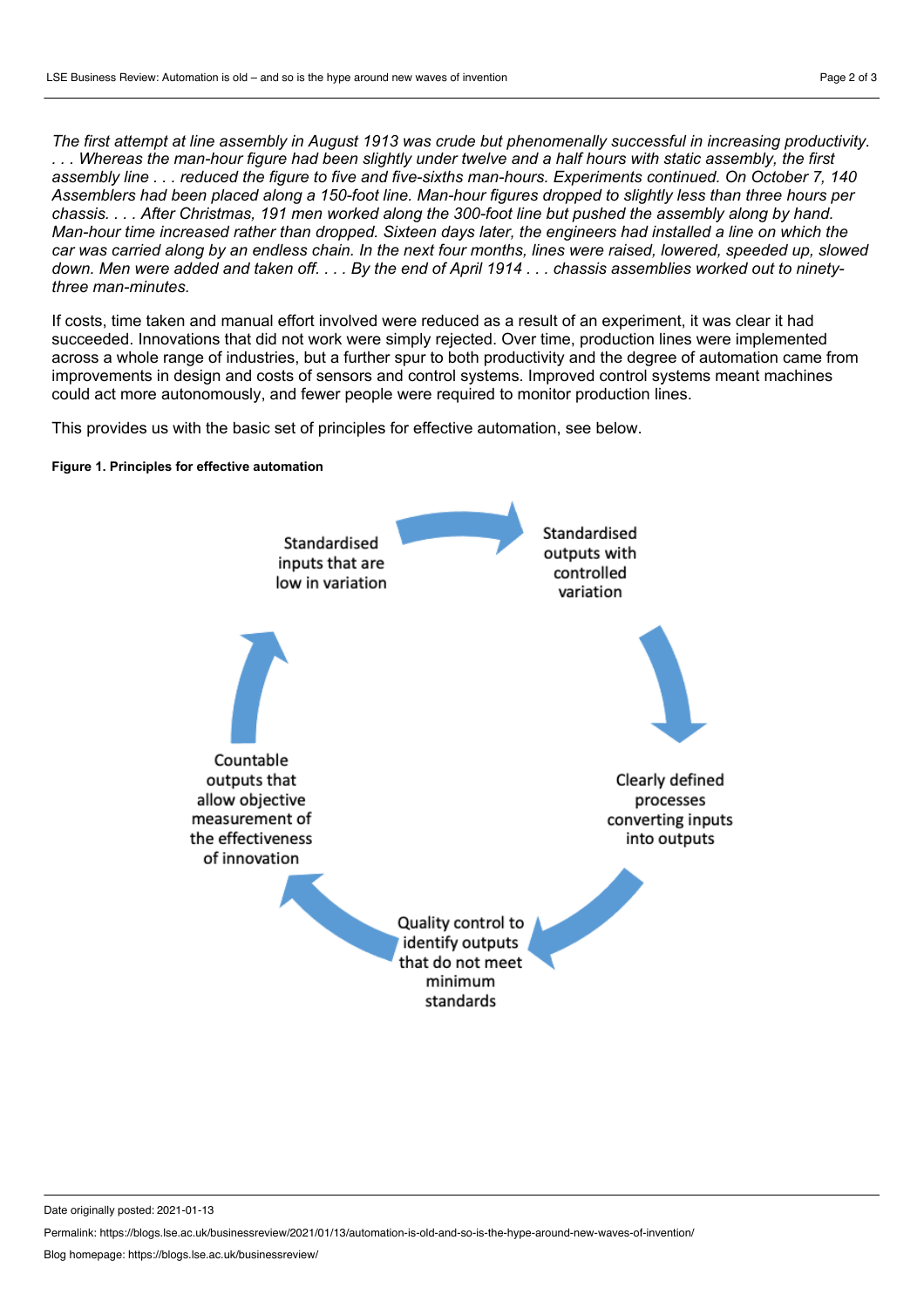*The first attempt at line assembly in August 1913 was crude but phenomenally successful in increasing productivity. . . . Whereas the man-hour figure had been slightly under twelve and a half hours with static assembly, the first assembly line . . . reduced the figure to five and five-sixths man-hours. Experiments continued. On October 7, 140 Assemblers had been placed along a 150-foot line. Man-hour figures dropped to slightly less than three hours per chassis. . . . After Christmas, 191 men worked along the 300-foot line but pushed the assembly along by hand. Man-hour time increased rather than dropped. Sixteen days later, the engineers had installed a line on which the car was carried along by an endless chain. In the next four months, lines were raised, lowered, speeded up, slowed down. Men were added and taken off. . . . By the end of April 1914 . . . chassis assemblies worked out to ninety-three man-minutes.*

If costs, time taken and manual effort involved were reduced as a result of an experiment, it was clear it had succeeded. Innovations that did not work were simply rejected. Over time, production lines were implemented across a whole range of industries, but a further spur to both productivity and the degree of automation came from improvements in design and costs of sensors and control systems. Improved control systems meant machines could act more autonomously, and fewer people were required to monitor production lines.

This provides us with the basic set of principles for effective automation, see below.

**Figure 1. Principles for effective automation**

- Standardised inputs that are low in variation
- Standardised outputs with controlled variation
- Clearly defined processes converting inputs into outputs
- Quality control to identify outputs that do not meet minimum standards
- Countable outputs that allow objective measurement of the effectiveness of innovation

Date originally posted: 2021-01-13

Permalink: https://blogs.lse.ac.uk/businessreview/2021/01/13/automation-is-old-and-so-is-the-hype-around-new-waves-of-invention/

Blog homepage: https://blogs.lse.ac.uk/businessreview/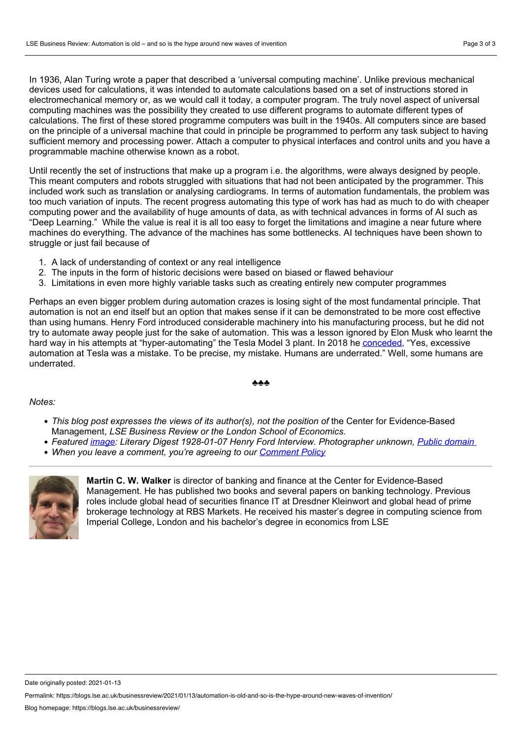In 1936, Alan Turing wrote a paper that described a 'universal computing machine'. Unlike previous mechanical devices used for calculations, it was intended to automate calculations based on a set of instructions stored in electromechanical memory or, as we would call it today, a computer program. The truly novel aspect of universal computing machines was the possibility they created to use different programs to automate different types of calculations. The first of these stored programme computers was built in the 1940s. All computers since are based on the principle of a universal machine that could in principle be programmed to perform any task subject to having sufficient memory and processing power. Attach a computer to physical interfaces and control units and you have a programmable machine otherwise known as a robot.

Until recently the set of instructions that make up a program i.e. the algorithms, were always designed by people. This meant computers and robots struggled with situations that had not been anticipated by the programmer. This included work such as translation or analysing cardiograms. In terms of automation fundamentals, the problem was too much variation of inputs. The recent progress automating this type of work has had as much to do with cheaper computing power and the availability of huge amounts of data, as with technical advances in forms of AI such as "Deep Learning." While the value is real it is all too easy to forget the limitations and imagine a near future where machines do everything. The advance of the machines has some bottlenecks. AI techniques have been shown to struggle or just fail because of

1. A lack of understanding of context or any real intelligence
2. The inputs in the form of historic decisions were based on biased or flawed behaviour
3. Limitations in even more highly variable tasks such as creating entirely new computer programmes

Perhaps an even bigger problem during automation crazes is losing sight of the most fundamental principle. That automation is not an end itself but an option that makes sense if it can be demonstrated to be more cost effective than using humans. Henry Ford introduced considerable machinery into his manufacturing process, but he did not try to automate away people just for the sake of automation. This was a lesson ignored by Elon Musk who learnt the hard way in his attempts at "hyper-automating" the Tesla Model 3 plant. In 2018 he conceded, "Yes, excessive automation at Tesla was a mistake. To be precise, my mistake. Humans are underrated." Well, some humans are underrated.

♣♣♣

*Notes:*

- *This blog post expresses the views of its author(s), not the position of* the Center for Evidence-Based Management, *LSE Business Review or the London School of Economics.*
- *Featured image: Literary Digest 1928-01-07 Henry Ford Interview. Photographer unknown, Public domain*
- *When you leave a comment, you're agreeing to our Comment Policy*

**Martin C. W. Walker** is director of banking and finance at the Center for Evidence-Based Management. He has published two books and several papers on banking technology. Previous roles include global head of securities finance IT at Dresdner Kleinwort and global head of prime brokerage technology at RBS Markets. He received his master's degree in computing science from Imperial College, London and his bachelor's degree in economics from LSE

Date originally posted: 2021-01-13

Permalink: https://blogs.lse.ac.uk/businessreview/2021/01/13/automation-is-old-and-so-is-the-hype-around-new-waves-of-invention/

Blog homepage: https://blogs.lse.ac.uk/businessreview/